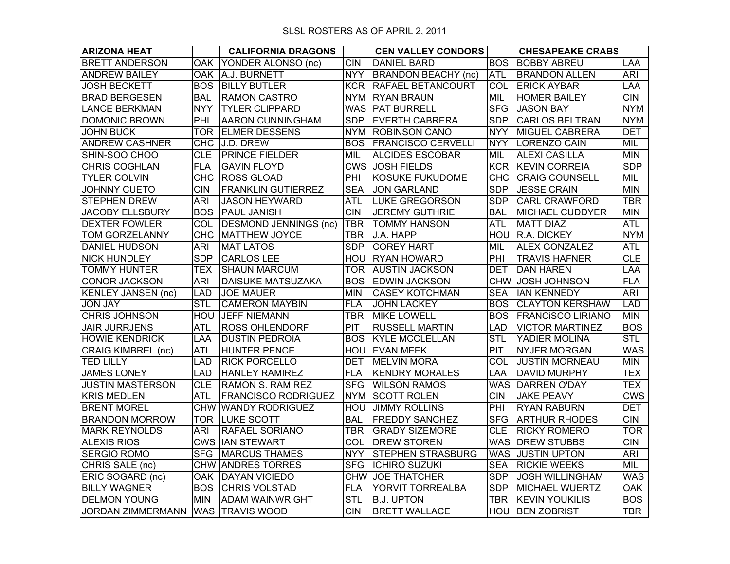SLSL ROSTERS AS OF APRIL 2, 2011

| ARIZONA HEAT | | CALIFORNIA DRAGONS | | CEN VALLEY CONDORS | | CHESAPEAKE CRABS | |
|---|---|---|---|---|---|---|---|
| BRETT ANDERSON | OAK | YONDER ALONSO (nc) | CIN | DANIEL BARD | BOS | BOBBY ABREU | LAA |
| ANDREW BAILEY | OAK | A.J. BURNETT | NYY | BRANDON BEACHY (nc) | ATL | BRANDON ALLEN | ARI |
| JOSH BECKETT | BOS | BILLY BUTLER | KCR | RAFAEL BETANCOURT | COL | ERICK AYBAR | LAA |
| BRAD BERGESEN | BAL | RAMON CASTRO | NYM | RYAN BRAUN | MIL | HOMER BAILEY | CIN |
| LANCE BERKMAN | NYY | TYLER CLIPPARD | WAS | PAT BURRELL | SFG | JASON BAY | NYM |
| DOMONIC BROWN | PHI | AARON CUNNINGHAM | SDP | EVERTH CABRERA | SDP | CARLOS BELTRAN | NYM |
| JOHN BUCK | TOR | ELMER DESSENS | NYM | ROBINSON CANO | NYY | MIGUEL CABRERA | DET |
| ANDREW CASHNER | CHC | J.D. DREW | BOS | FRANCISCO CERVELLI | NYY | LORENZO CAIN | MIL |
| SHIN-SOO CHOO | CLE | PRINCE FIELDER | MIL | ALCIDES ESCOBAR | MIL | ALEXI CASILLA | MIN |
| CHRIS COGHLAN | FLA | GAVIN FLOYD | CWS | JOSH FIELDS | KCR | KEVIN CORREIA | SDP |
| TYLER COLVIN | CHC | ROSS GLOAD | PHI | KOSUKE FUKUDOME | CHC | CRAIG COUNSELL | MIL |
| JOHNNY CUETO | CIN | FRANKLIN GUTIERREZ | SEA | JON GARLAND | SDP | JESSE CRAIN | MIN |
| STEPHEN DREW | ARI | JASON HEYWARD | ATL | LUKE GREGORSON | SDP | CARL CRAWFORD | TBR |
| JACOBY ELLSBURY | BOS | PAUL JANISH | CIN | JEREMY GUTHRIE | BAL | MICHAEL CUDDYER | MIN |
| DEXTER FOWLER | COL | DESMOND JENNINGS (nc) | TBR | TOMMY HANSON | ATL | MATT DIAZ | ATL |
| TOM GORZELANNY | CHC | MATTHEW JOYCE | TBR | J.A. HAPP | HOU | R.A. DICKEY | NYM |
| DANIEL HUDSON | ARI | MAT LATOS | SDP | COREY HART | MIL | ALEX GONZALEZ | ATL |
| NICK HUNDLEY | SDP | CARLOS LEE | HOU | RYAN HOWARD | PHI | TRAVIS HAFNER | CLE |
| TOMMY HUNTER | TEX | SHAUN MARCUM | TOR | AUSTIN JACKSON | DET | DAN HAREN | LAA |
| CONOR JACKSON | ARI | DAISUKE MATSUZAKA | BOS | EDWIN JACKSON | CHW | JOSH JOHNSON | FLA |
| KENLEY JANSEN (nc) | LAD | JOE MAUER | MIN | CASEY KOTCHMAN | SEA | IAN KENNEDY | ARI |
| JON JAY | STL | CAMERON MAYBIN | FLA | JOHN LACKEY | BOS | CLAYTON KERSHAW | LAD |
| CHRIS JOHNSON | HOU | JEFF NIEMANN | TBR | MIKE LOWELL | BOS | FRANCiSCO LIRIANO | MIN |
| JAIR JURRJENS | ATL | ROSS OHLENDORF | PIT | RUSSELL MARTIN | LAD | VICTOR MARTINEZ | BOS |
| HOWIE KENDRICK | LAA | DUSTIN PEDROIA | BOS | KYLE MCCLELLAN | STL | YADIER MOLINA | STL |
| CRAIG KIMBREL (nc) | ATL | HUNTER PENCE | HOU | EVAN MEEK | PIT | NYJER MORGAN | WAS |
| TED LILLY | LAD | RICK PORCELLO | DET | MELVIN MORA | COL | JUSTIN MORNEAU | MIN |
| JAMES LONEY | LAD | HANLEY RAMIREZ | FLA | KENDRY MORALES | LAA | DAVID MURPHY | TEX |
| JUSTIN MASTERSON | CLE | RAMON S. RAMIREZ | SFG | WILSON RAMOS | WAS | DARREN O'DAY | TEX |
| KRIS MEDLEN | ATL | FRANCISCO RODRIGUEZ | NYM | SCOTT ROLEN | CIN | JAKE PEAVY | CWS |
| BRENT MOREL | CHW | WANDY RODRIGUEZ | HOU | JIMMY ROLLINS | PHI | RYAN RABURN | DET |
| BRANDON MORROW | TOR | LUKE SCOTT | BAL | FREDDY SANCHEZ | SFG | ARTHUR RHODES | CIN |
| MARK REYNOLDS | ARI | RAFAEL SORIANO | TBR | GRADY SIZEMORE | CLE | RICKY ROMERO | TOR |
| ALEXIS RIOS | CWS | IAN STEWART | COL | DREW STOREN | WAS | DREW STUBBS | CIN |
| SERGIO ROMO | SFG | MARCUS THAMES | NYY | STEPHEN STRASBURG | WAS | JUSTIN UPTON | ARI |
| CHRIS SALE (nc) | CHW | ANDRES TORRES | SFG | ICHIRO SUZUKI | SEA | RICKIE WEEKS | MIL |
| ERIC SOGARD (nc) | OAK | DAYAN VICIEDO | CHW | JOE THATCHER | SDP | JOSH WILLINGHAM | WAS |
| BILLY WAGNER | BOS | CHRIS VOLSTAD | FLA | YORVIT TORREALBA | SDP | MICHAEL WUERTZ | OAK |
| DELMON YOUNG | MIN | ADAM WAINWRIGHT | STL | B.J. UPTON | TBR | KEVIN YOUKILIS | BOS |
| JORDAN ZIMMERMANN | WAS | TRAVIS WOOD | CIN | BRETT WALLACE | HOU | BEN ZOBRIST | TBR |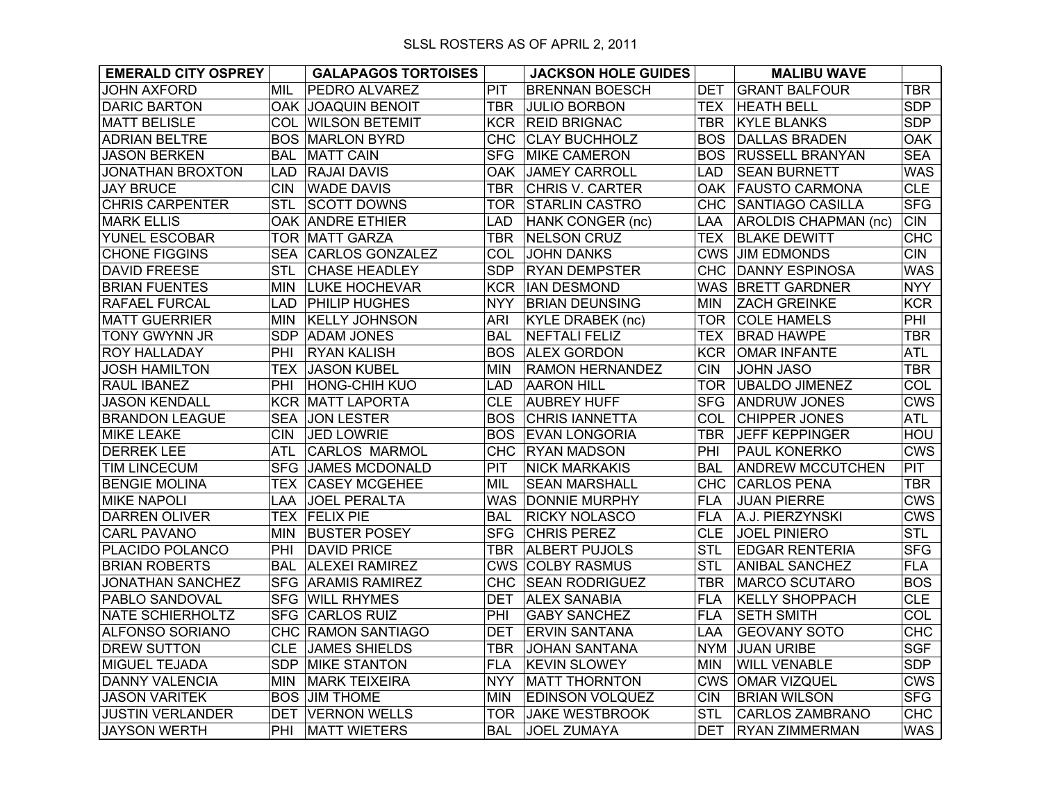SLSL ROSTERS AS OF APRIL 2, 2011

| EMERALD CITY OSPREY | | GALAPAGOS TORTOISES | | JACKSON HOLE GUIDES | | MALIBU WAVE | |
|---|---|---|---|---|---|---|---|
| JOHN AXFORD | MIL | PEDRO ALVAREZ | PIT | BRENNAN BOESCH | DET | GRANT BALFOUR | TBR |
| DARIC BARTON | OAK | JOAQUIN BENOIT | TBR | JULIO BORBON | TEX | HEATH BELL | SDP |
| MATT BELISLE | COL | WILSON BETEMIT | KCR | REID BRIGNAC | TBR | KYLE BLANKS | SDP |
| ADRIAN BELTRE | BOS | MARLON BYRD | CHC | CLAY BUCHHOLZ | BOS | DALLAS BRADEN | OAK |
| JASON BERKEN | BAL | MATT CAIN | SFG | MIKE CAMERON | BOS | RUSSELL BRANYAN | SEA |
| JONATHAN BROXTON | LAD | RAJAI DAVIS | OAK | JAMEY CARROLL | LAD | SEAN BURNETT | WAS |
| JAY BRUCE | CIN | WADE DAVIS | TBR | CHRIS V. CARTER | OAK | FAUSTO CARMONA | CLE |
| CHRIS CARPENTER | STL | SCOTT DOWNS | TOR | STARLIN CASTRO | CHC | SANTIAGO CASILLA | SFG |
| MARK ELLIS | OAK | ANDRE ETHIER | LAD | HANK CONGER (nc) | LAA | AROLDIS CHAPMAN (nc) | CIN |
| YUNEL ESCOBAR | TOR | MATT GARZA | TBR | NELSON CRUZ | TEX | BLAKE DEWITT | CHC |
| CHONE FIGGINS | SEA | CARLOS GONZALEZ | COL | JOHN DANKS | CWS | JIM EDMONDS | CIN |
| DAVID FREESE | STL | CHASE HEADLEY | SDP | RYAN DEMPSTER | CHC | DANNY ESPINOSA | WAS |
| BRIAN FUENTES | MIN | LUKE HOCHEVAR | KCR | IAN DESMOND | WAS | BRETT GARDNER | NYY |
| RAFAEL FURCAL | LAD | PHILIP HUGHES | NYY | BRIAN DEUNSING | MIN | ZACH GREINKE | KCR |
| MATT GUERRIER | MIN | KELLY JOHNSON | ARI | KYLE DRABEK (nc) | TOR | COLE HAMELS | PHI |
| TONY GWYNN JR | SDP | ADAM JONES | BAL | NEFTALI FELIZ | TEX | BRAD HAWPE | TBR |
| ROY HALLADAY | PHI | RYAN KALISH | BOS | ALEX GORDON | KCR | OMAR INFANTE | ATL |
| JOSH HAMILTON | TEX | JASON KUBEL | MIN | RAMON HERNANDEZ | CIN | JOHN JASO | TBR |
| RAUL IBANEZ | PHI | HONG-CHIH KUO | LAD | AARON HILL | TOR | UBALDO JIMENEZ | COL |
| JASON KENDALL | KCR | MATT LAPORTA | CLE | AUBREY HUFF | SFG | ANDRUW JONES | CWS |
| BRANDON LEAGUE | SEA | JON LESTER | BOS | CHRIS IANNETTA | COL | CHIPPER JONES | ATL |
| MIKE LEAKE | CIN | JED LOWRIE | BOS | EVAN LONGORIA | TBR | JEFF KEPPINGER | HOU |
| DERREK LEE | ATL | CARLOS MARMOL | CHC | RYAN MADSON | PHI | PAUL KONERKO | CWS |
| TIM LINCECUM | SFG | JAMES MCDONALD | PIT | NICK MARKAKIS | BAL | ANDREW MCCUTCHEN | PIT |
| BENGIE MOLINA | TEX | CASEY MCGEHEE | MIL | SEAN MARSHALL | CHC | CARLOS PENA | TBR |
| MIKE NAPOLI | LAA | JOEL PERALTA | WAS | DONNIE MURPHY | FLA | JUAN PIERRE | CWS |
| DARREN OLIVER | TEX | FELIX PIE | BAL | RICKY NOLASCO | FLA | A.J. PIERZYNSKI | CWS |
| CARL PAVANO | MIN | BUSTER POSEY | SFG | CHRIS PEREZ | CLE | JOEL PINIERO | STL |
| PLACIDO POLANCO | PHI | DAVID PRICE | TBR | ALBERT PUJOLS | STL | EDGAR RENTERIA | SFG |
| BRIAN ROBERTS | BAL | ALEXEI RAMIREZ | CWS | COLBY RASMUS | STL | ANIBAL SANCHEZ | FLA |
| JONATHAN SANCHEZ | SFG | ARAMIS RAMIREZ | CHC | SEAN RODRIGUEZ | TBR | MARCO SCUTARO | BOS |
| PABLO SANDOVAL | SFG | WILL RHYMES | DET | ALEX SANABIA | FLA | KELLY SHOPPACH | CLE |
| NATE SCHIERHOLTZ | SFG | CARLOS RUIZ | PHI | GABY SANCHEZ | FLA | SETH SMITH | COL |
| ALFONSO SORIANO | CHC | RAMON SANTIAGO | DET | ERVIN SANTANA | LAA | GEOVANY SOTO | CHC |
| DREW SUTTON | CLE | JAMES SHIELDS | TBR | JOHAN SANTANA | NYM | JUAN URIBE | SGF |
| MIGUEL TEJADA | SDP | MIKE STANTON | FLA | KEVIN SLOWEY | MIN | WILL VENABLE | SDP |
| DANNY VALENCIA | MIN | MARK TEIXEIRA | NYY | MATT THORNTON | CWS | OMAR VIZQUEL | CWS |
| JASON VARITEK | BOS | JIM THOME | MIN | EDINSON VOLQUEZ | CIN | BRIAN WILSON | SFG |
| JUSTIN VERLANDER | DET | VERNON WELLS | TOR | JAKE WESTBROOK | STL | CARLOS ZAMBRANO | CHC |
| JAYSON WERTH | PHI | MATT WIETERS | BAL | JOEL ZUMAYA | DET | RYAN ZIMMERMAN | WAS |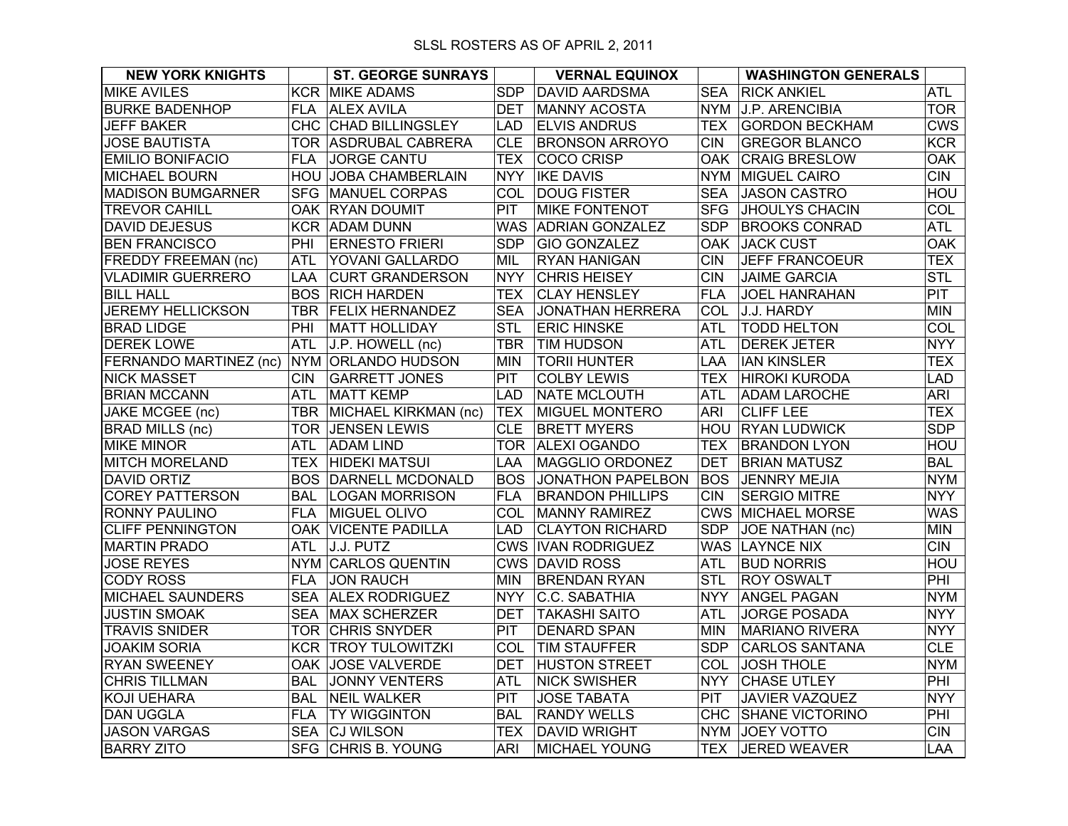SLSL ROSTERS AS OF APRIL 2, 2011

| NEW YORK KNIGHTS | | ST. GEORGE SUNRAYS | | VERNAL EQUINOX | | WASHINGTON GENERALS | |
|---|---|---|---|---|---|---|---|
| MIKE AVILES | KCR | MIKE ADAMS | SDP | DAVID AARDSMA | SEA | RICK ANKIEL | ATL |
| BURKE BADENHOP | FLA | ALEX AVILA | DET | MANNY ACOSTA | NYM | J.P. ARENCIBIA | TOR |
| JEFF BAKER | CHC | CHAD BILLINGSLEY | LAD | ELVIS ANDRUS | TEX | GORDON BECKHAM | CWS |
| JOSE BAUTISTA | TOR | ASDRUBAL CABRERA | CLE | BRONSON ARROYO | CIN | GREGOR BLANCO | KCR |
| EMILIO BONIFACIO | FLA | JORGE CANTU | TEX | COCO CRISP | OAK | CRAIG BRESLOW | OAK |
| MICHAEL BOURN | HOU | JOBA CHAMBERLAIN | NYY | IKE DAVIS | NYM | MIGUEL CAIRO | CIN |
| MADISON BUMGARNER | SFG | MANUEL CORPAS | COL | DOUG FISTER | SEA | JASON CASTRO | HOU |
| TREVOR CAHILL | OAK | RYAN DOUMIT | PIT | MIKE FONTENOT | SFG | JHOULYS CHACIN | COL |
| DAVID DEJESUS | KCR | ADAM DUNN | WAS | ADRIAN GONZALEZ | SDP | BROOKS CONRAD | ATL |
| BEN FRANCISCO | PHI | ERNESTO FRIERI | SDP | GIO GONZALEZ | OAK | JACK CUST | OAK |
| FREDDY FREEMAN (nc) | ATL | YOVANI GALLARDO | MIL | RYAN HANIGAN | CIN | JEFF FRANCOEUR | TEX |
| VLADIMIR GUERRERO | LAA | CURT GRANDERSON | NYY | CHRIS HEISEY | CIN | JAIME GARCIA | STL |
| BILL HALL | BOS | RICH HARDEN | TEX | CLAY HENSLEY | FLA | JOEL HANRAHAN | PIT |
| JEREMY HELLICKSON | TBR | FELIX HERNANDEZ | SEA | JONATHAN HERRERA | COL | J.J. HARDY | MIN |
| BRAD LIDGE | PHI | MATT HOLLIDAY | STL | ERIC HINSKE | ATL | TODD HELTON | COL |
| DEREK LOWE | ATL | J.P. HOWELL (nc) | TBR | TIM HUDSON | ATL | DEREK JETER | NYY |
| FERNANDO MARTINEZ (nc) | NYM | ORLANDO HUDSON | MIN | TORII HUNTER | LAA | IAN KINSLER | TEX |
| NICK MASSET | CIN | GARRETT JONES | PIT | COLBY LEWIS | TEX | HIROKI KURODA | LAD |
| BRIAN MCCANN | ATL | MATT KEMP | LAD | NATE MCLOUTH | ATL | ADAM LAROCHE | ARI |
| JAKE MCGEE (nc) | TBR | MICHAEL KIRKMAN (nc) | TEX | MIGUEL MONTERO | ARI | CLIFF LEE | TEX |
| BRAD MILLS (nc) | TOR | JENSEN LEWIS | CLE | BRETT MYERS | HOU | RYAN LUDWICK | SDP |
| MIKE MINOR | ATL | ADAM LIND | TOR | ALEXI OGANDO | TEX | BRANDON LYON | HOU |
| MITCH MORELAND | TEX | HIDEKI MATSUI | LAA | MAGGLIO ORDONEZ | DET | BRIAN MATUSZ | BAL |
| DAVID ORTIZ | BOS | DARNELL MCDONALD | BOS | JONATHON PAPELBON | BOS | JENNRY MEJIA | NYM |
| COREY PATTERSON | BAL | LOGAN MORRISON | FLA | BRANDON PHILLIPS | CIN | SERGIO MITRE | NYY |
| RONNY PAULINO | FLA | MIGUEL OLIVO | COL | MANNY RAMIREZ | CWS | MICHAEL MORSE | WAS |
| CLIFF PENNINGTON | OAK | VICENTE PADILLA | LAD | CLAYTON RICHARD | SDP | JOE NATHAN (nc) | MIN |
| MARTIN PRADO | ATL | J.J. PUTZ | CWS | IVAN RODRIGUEZ | WAS | LAYNCE NIX | CIN |
| JOSE REYES | NYM | CARLOS QUENTIN | CWS | DAVID ROSS | ATL | BUD NORRIS | HOU |
| CODY ROSS | FLA | JON RAUCH | MIN | BRENDAN RYAN | STL | ROY OSWALT | PHI |
| MICHAEL SAUNDERS | SEA | ALEX RODRIGUEZ | NYY | C.C. SABATHIA | NYY | ANGEL PAGAN | NYM |
| JUSTIN SMOAK | SEA | MAX SCHERZER | DET | TAKASHI SAITO | ATL | JORGE POSADA | NYY |
| TRAVIS SNIDER | TOR | CHRIS SNYDER | PIT | DENARD SPAN | MIN | MARIANO RIVERA | NYY |
| JOAKIM SORIA | KCR | TROY TULOWITZKI | COL | TIM STAUFFER | SDP | CARLOS SANTANA | CLE |
| RYAN SWEENEY | OAK | JOSE VALVERDE | DET | HUSTON STREET | COL | JOSH THOLE | NYM |
| CHRIS TILLMAN | BAL | JONNY VENTERS | ATL | NICK SWISHER | NYY | CHASE UTLEY | PHI |
| KOJI UEHARA | BAL | NEIL WALKER | PIT | JOSE TABATA | PIT | JAVIER VAZQUEZ | NYY |
| DAN UGGLA | FLA | TY WIGGINTON | BAL | RANDY WELLS | CHC | SHANE VICTORINO | PHI |
| JASON VARGAS | SEA | CJ WILSON | TEX | DAVID WRIGHT | NYM | JOEY VOTTO | CIN |
| BARRY ZITO | SFG | CHRIS B. YOUNG | ARI | MICHAEL YOUNG | TEX | JERED WEAVER | LAA |